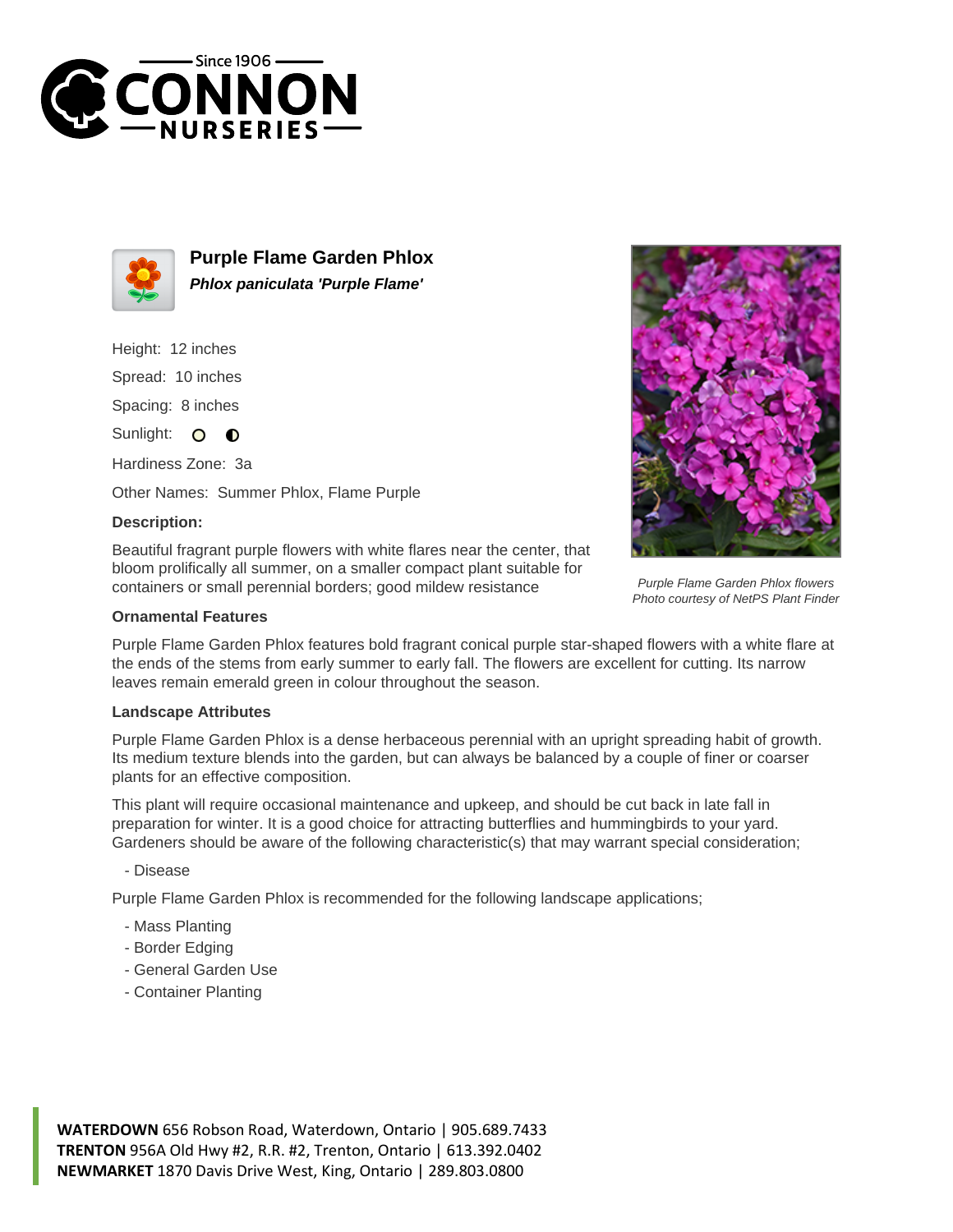# Purple Flame Garden Phlox

***Phlox paniculata 'Purple Flame'***

Height: 12 inches

Spread: 10 inches

Spacing: 8 inches

Sunlight:

Hardiness Zone: 3a

Other Names: Summer Phlox, Flame Purple

### Description:

Beautiful fragrant purple flowers with white flares near the center, that bloom prolifically all summer, on a smaller compact plant suitable for containers or small perennial borders; good mildew resistance

*Purple Flame Garden Phlox flowers*
*Photo courtesy of NetPS Plant Finder*

### Ornamental Features

Purple Flame Garden Phlox features bold fragrant conical purple star-shaped flowers with a white flare at the ends of the stems from early summer to early fall. The flowers are excellent for cutting. Its narrow leaves remain emerald green in colour throughout the season.

### Landscape Attributes

Purple Flame Garden Phlox is a dense herbaceous perennial with an upright spreading habit of growth. Its medium texture blends into the garden, but can always be balanced by a couple of finer or coarser plants for an effective composition.

This plant will require occasional maintenance and upkeep, and should be cut back in late fall in preparation for winter. It is a good choice for attracting butterflies and hummingbirds to your yard. Gardeners should be aware of the following characteristic(s) that may warrant special consideration;

- Disease

Purple Flame Garden Phlox is recommended for the following landscape applications;

- Mass Planting
- Border Edging
- General Garden Use
- Container Planting

**WATERDOWN** 656 Robson Road, Waterdown, Ontario | 905.689.7433
**TRENTON** 956A Old Hwy #2, R.R. #2, Trenton, Ontario | 613.392.0402
**NEWMARKET** 1870 Davis Drive West, King, Ontario | 289.803.0800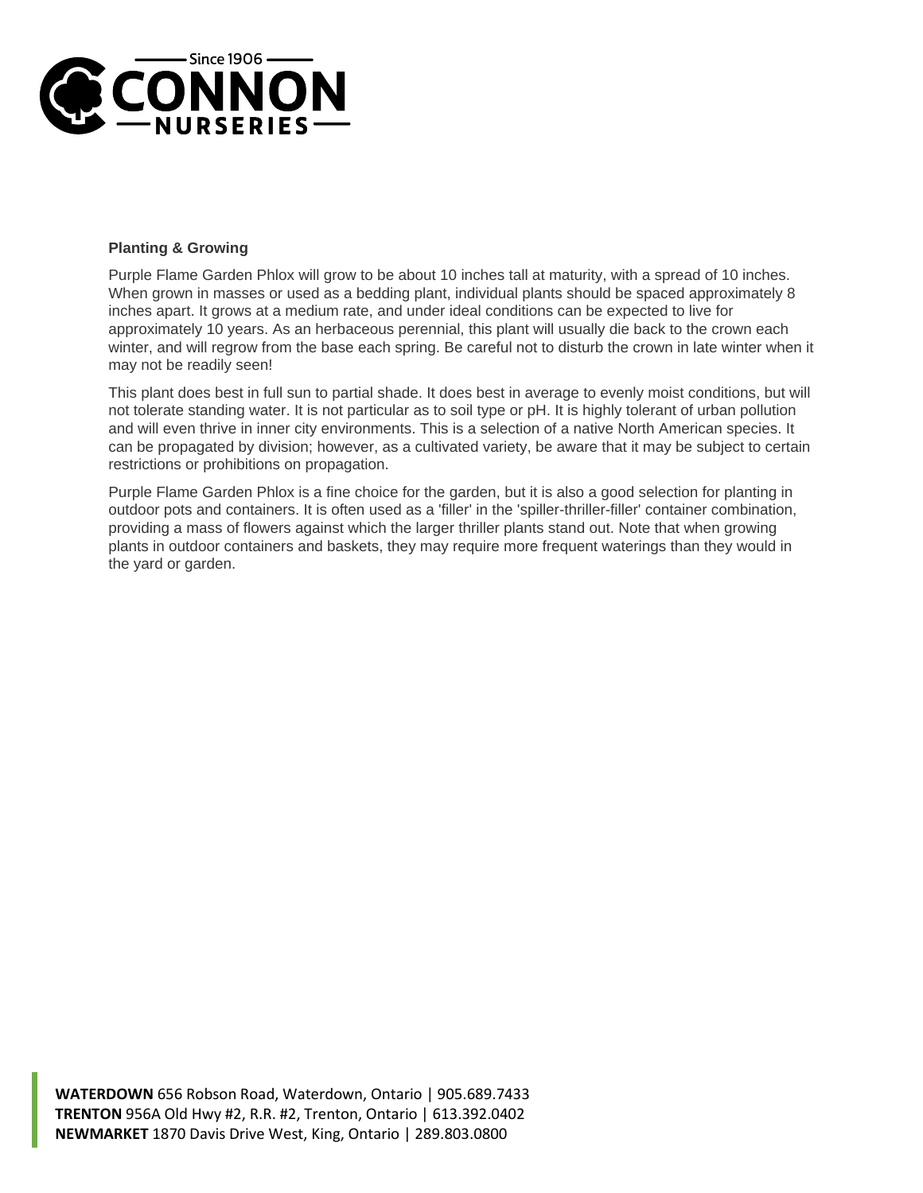**Planting & Growing**

Purple Flame Garden Phlox will grow to be about 10 inches tall at maturity, with a spread of 10 inches. When grown in masses or used as a bedding plant, individual plants should be spaced approximately 8 inches apart. It grows at a medium rate, and under ideal conditions can be expected to live for approximately 10 years. As an herbaceous perennial, this plant will usually die back to the crown each winter, and will regrow from the base each spring. Be careful not to disturb the crown in late winter when it may not be readily seen!

This plant does best in full sun to partial shade. It does best in average to evenly moist conditions, but will not tolerate standing water. It is not particular as to soil type or pH. It is highly tolerant of urban pollution and will even thrive in inner city environments. This is a selection of a native North American species. It can be propagated by division; however, as a cultivated variety, be aware that it may be subject to certain restrictions or prohibitions on propagation.

Purple Flame Garden Phlox is a fine choice for the garden, but it is also a good selection for planting in outdoor pots and containers. It is often used as a 'filler' in the 'spiller-thriller-filler' container combination, providing a mass of flowers against which the larger thriller plants stand out. Note that when growing plants in outdoor containers and baskets, they may require more frequent waterings than they would in the yard or garden.